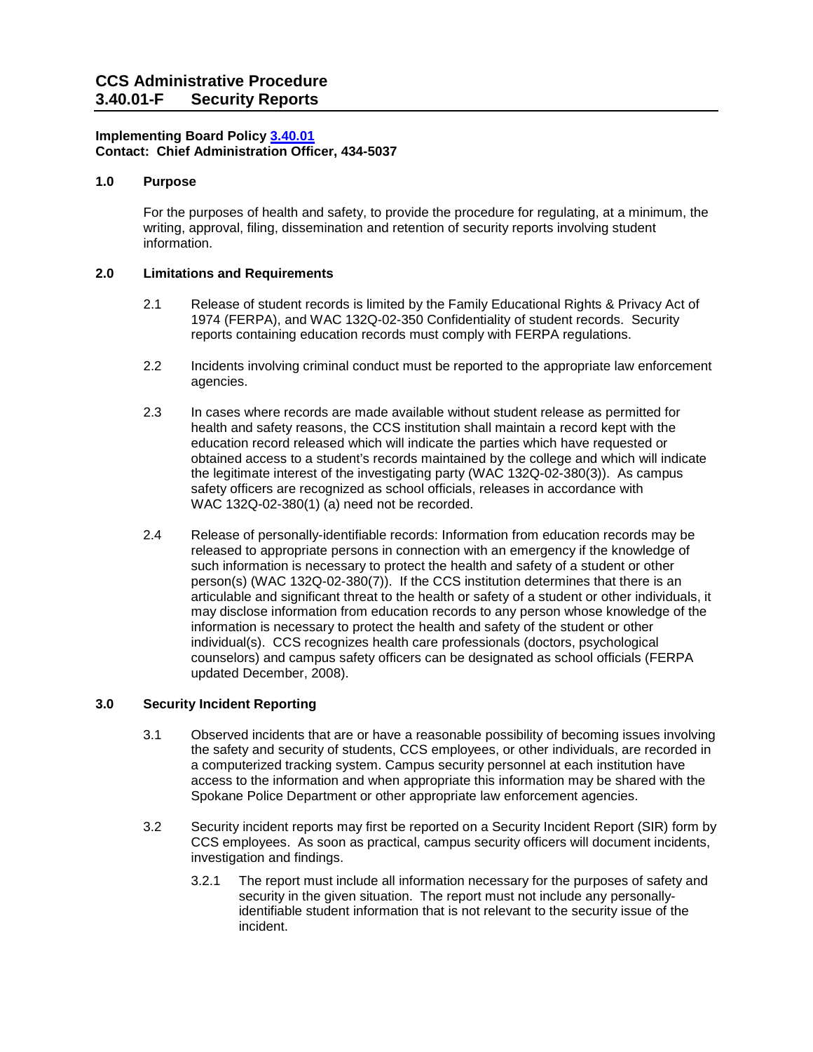# CCS Administrative Procedure
# 3.40.01-F Security Reports

**Implementing Board Policy [3.40.01](3.40.01)**
**Contact: Chief Administration Officer, 434-5037**

## 1.0 Purpose

For the purposes of health and safety, to provide the procedure for regulating, at a minimum, the writing, approval, filing, dissemination and retention of security reports involving student information.

## 2.0 Limitations and Requirements

2.1 Release of student records is limited by the Family Educational Rights & Privacy Act of 1974 (FERPA), and WAC 132Q-02-350 Confidentiality of student records. Security reports containing education records must comply with FERPA regulations.

2.2 Incidents involving criminal conduct must be reported to the appropriate law enforcement agencies.

2.3 In cases where records are made available without student release as permitted for health and safety reasons, the CCS institution shall maintain a record kept with the education record released which will indicate the parties which have requested or obtained access to a student's records maintained by the college and which will indicate the legitimate interest of the investigating party (WAC 132Q-02-380(3)). As campus safety officers are recognized as school officials, releases in accordance with WAC 132Q-02-380(1) (a) need not be recorded.

2.4 Release of personally-identifiable records: Information from education records may be released to appropriate persons in connection with an emergency if the knowledge of such information is necessary to protect the health and safety of a student or other person(s) (WAC 132Q-02-380(7)). If the CCS institution determines that there is an articulable and significant threat to the health or safety of a student or other individuals, it may disclose information from education records to any person whose knowledge of the information is necessary to protect the health and safety of the student or other individual(s). CCS recognizes health care professionals (doctors, psychological counselors) and campus safety officers can be designated as school officials (FERPA updated December, 2008).

## 3.0 Security Incident Reporting

3.1 Observed incidents that are or have a reasonable possibility of becoming issues involving the safety and security of students, CCS employees, or other individuals, are recorded in a computerized tracking system. Campus security personnel at each institution have access to the information and when appropriate this information may be shared with the Spokane Police Department or other appropriate law enforcement agencies.

3.2 Security incident reports may first be reported on a Security Incident Report (SIR) form by CCS employees. As soon as practical, campus security officers will document incidents, investigation and findings.

3.2.1 The report must include all information necessary for the purposes of safety and security in the given situation. The report must not include any personally-identifiable student information that is not relevant to the security issue of the incident.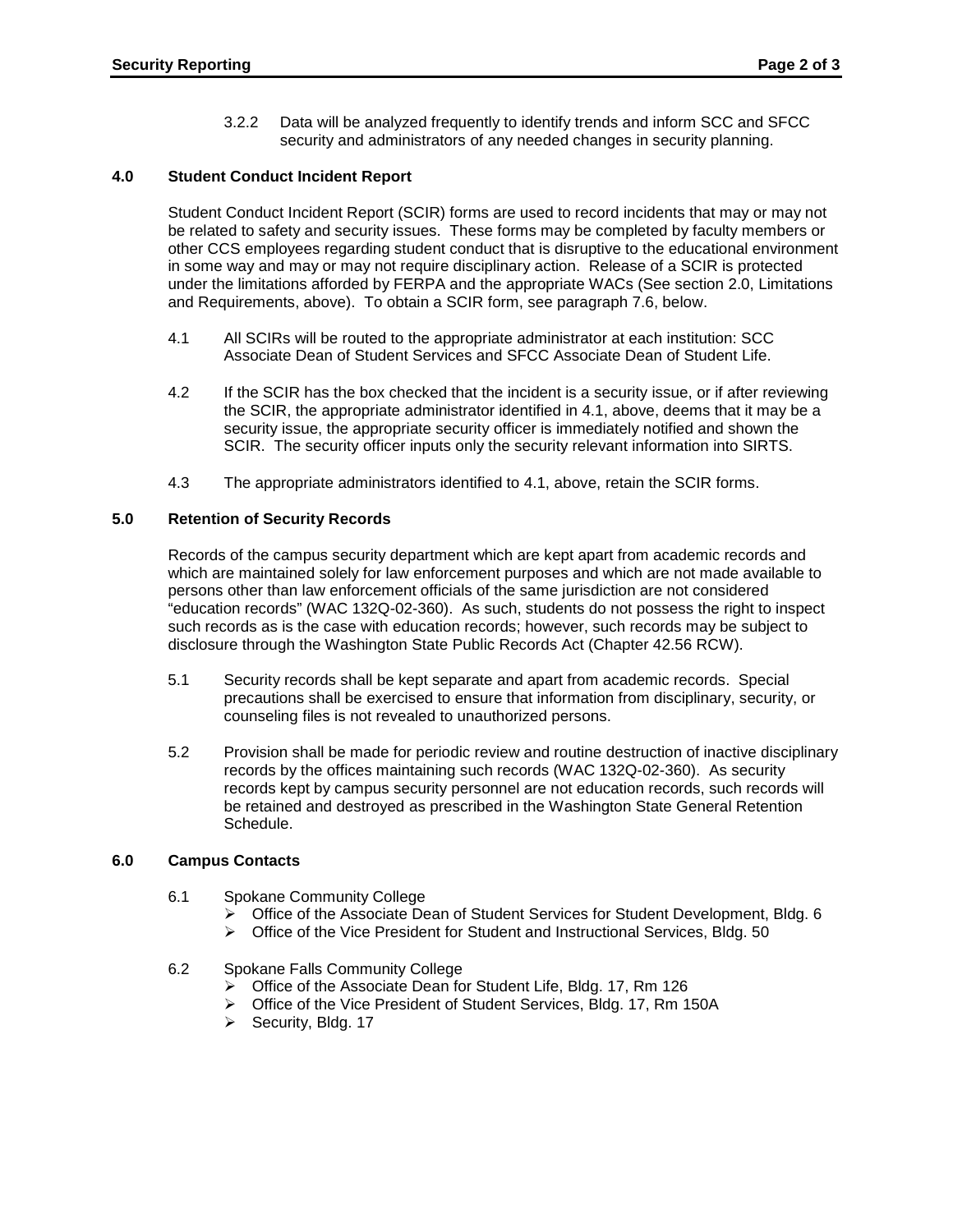3.2.2 Data will be analyzed frequently to identify trends and inform SCC and SFCC security and administrators of any needed changes in security planning.

## 4.0 Student Conduct Incident Report

Student Conduct Incident Report (SCIR) forms are used to record incidents that may or may not be related to safety and security issues. These forms may be completed by faculty members or other CCS employees regarding student conduct that is disruptive to the educational environment in some way and may or may not require disciplinary action. Release of a SCIR is protected under the limitations afforded by FERPA and the appropriate WACs (See section 2.0, Limitations and Requirements, above). To obtain a SCIR form, see paragraph 7.6, below.

4.1 All SCIRs will be routed to the appropriate administrator at each institution: SCC Associate Dean of Student Services and SFCC Associate Dean of Student Life.

4.2 If the SCIR has the box checked that the incident is a security issue, or if after reviewing the SCIR, the appropriate administrator identified in 4.1, above, deems that it may be a security issue, the appropriate security officer is immediately notified and shown the SCIR. The security officer inputs only the security relevant information into SIRTS.

4.3 The appropriate administrators identified to 4.1, above, retain the SCIR forms.

## 5.0 Retention of Security Records

Records of the campus security department which are kept apart from academic records and which are maintained solely for law enforcement purposes and which are not made available to persons other than law enforcement officials of the same jurisdiction are not considered "education records" (WAC 132Q-02-360). As such, students do not possess the right to inspect such records as is the case with education records; however, such records may be subject to disclosure through the Washington State Public Records Act (Chapter 42.56 RCW).

5.1 Security records shall be kept separate and apart from academic records. Special precautions shall be exercised to ensure that information from disciplinary, security, or counseling files is not revealed to unauthorized persons.

5.2 Provision shall be made for periodic review and routine destruction of inactive disciplinary records by the offices maintaining such records (WAC 132Q-02-360). As security records kept by campus security personnel are not education records, such records will be retained and destroyed as prescribed in the Washington State General Retention Schedule.

## 6.0 Campus Contacts

6.1 Spokane Community College

- Office of the Associate Dean of Student Services for Student Development, Bldg. 6
- Office of the Vice President for Student and Instructional Services, Bldg. 50

6.2 Spokane Falls Community College

- Office of the Associate Dean for Student Life, Bldg. 17, Rm 126
- Office of the Vice President of Student Services, Bldg. 17, Rm 150A
- Security, Bldg. 17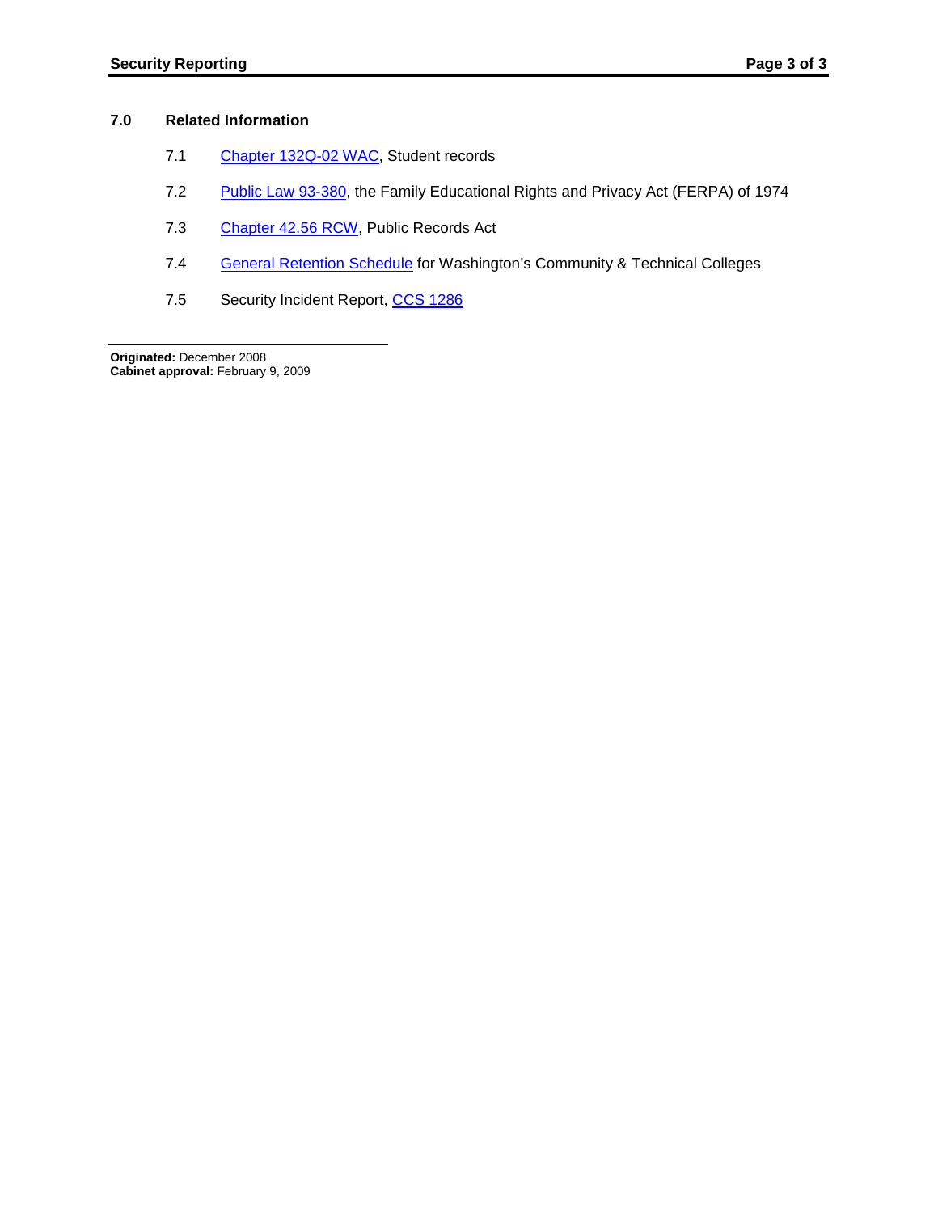## 7.0 Related Information

7.1 Chapter 132Q-02 WAC, Student records

7.2 Public Law 93-380, the Family Educational Rights and Privacy Act (FERPA) of 1974

7.3 Chapter 42.56 RCW, Public Records Act

7.4 General Retention Schedule for Washington's Community & Technical Colleges

7.5 Security Incident Report, CCS 1286

---

**Originated:** December 2008
**Cabinet approval:** February 9, 2009